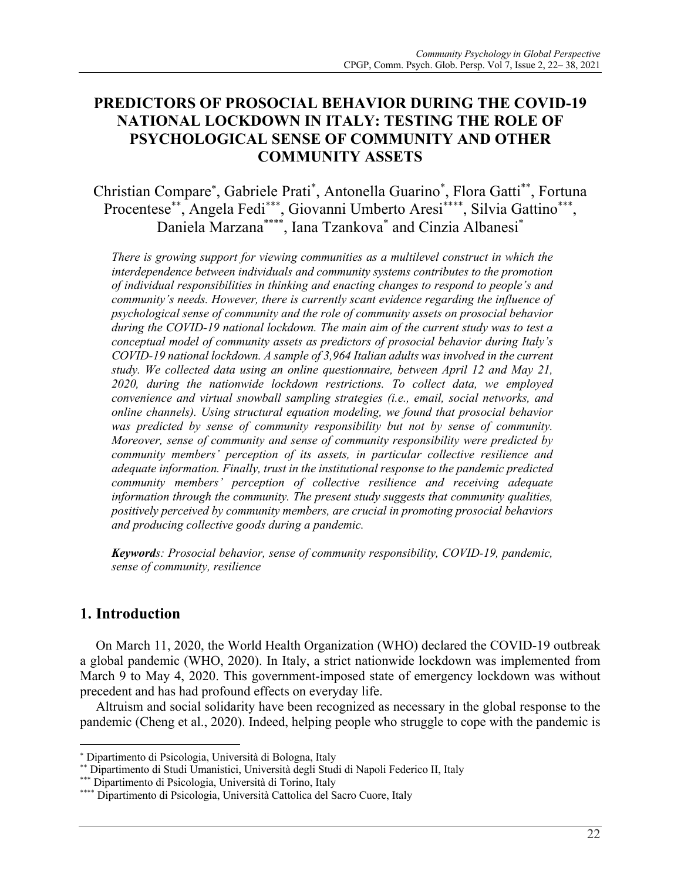# PREDICTORS OF PROSOCIAL BEHAVIOR DURING THE COVID-19 NATIONAL LOCKDOWN IN ITALY: TESTING THE ROLE OF PSYCHOLOGICAL SENSE OF COMMUNITY AND OTHER COMMUNITY ASSETS

Christian Compare[*], Gabriele Prati[*], Antonella Guarino[*], Flora Gatti[**], Fortuna Procentese[**], Angela Fedi[***], Giovanni Umberto Aresi[****], Silvia Gattino[***], Daniela Marzana[****], Iana Tzankova[*] and Cinzia Albanesi[*]

*There is growing support for viewing communities as a multilevel construct in which the interdependence between individuals and community systems contributes to the promotion of individual responsibilities in thinking and enacting changes to respond to people's and community's needs. However, there is currently scant evidence regarding the influence of psychological sense of community and the role of community assets on prosocial behavior during the COVID-19 national lockdown. The main aim of the current study was to test a conceptual model of community assets as predictors of prosocial behavior during Italy's COVID-19 national lockdown. A sample of 3,964 Italian adults was involved in the current study. We collected data using an online questionnaire, between April 12 and May 21, 2020, during the nationwide lockdown restrictions. To collect data, we employed convenience and virtual snowball sampling strategies (i.e., email, social networks, and online channels). Using structural equation modeling, we found that prosocial behavior was predicted by sense of community responsibility but not by sense of community. Moreover, sense of community and sense of community responsibility were predicted by community members' perception of its assets, in particular collective resilience and adequate information. Finally, trust in the institutional response to the pandemic predicted community members' perception of collective resilience and receiving adequate information through the community. The present study suggests that community qualities, positively perceived by community members, are crucial in promoting prosocial behaviors and producing collective goods during a pandemic.*

***Keywords**: Prosocial behavior, sense of community responsibility, COVID-19, pandemic, sense of community, resilience*

## 1. Introduction

On March 11, 2020, the World Health Organization (WHO) declared the COVID-19 outbreak a global pandemic (WHO, 2020). In Italy, a strict nationwide lockdown was implemented from March 9 to May 4, 2020. This government-imposed state of emergency lockdown was without precedent and has had profound effects on everyday life.

Altruism and social solidarity have been recognized as necessary in the global response to the pandemic (Cheng et al., 2020). Indeed, helping people who struggle to cope with the pandemic is

---

[*] Dipartimento di Psicologia, Università di Bologna, Italy
[**] Dipartimento di Studi Umanistici, Università degli Studi di Napoli Federico II, Italy
[***] Dipartimento di Psicologia, Università di Torino, Italy
[****] Dipartimento di Psicologia, Università Cattolica del Sacro Cuore, Italy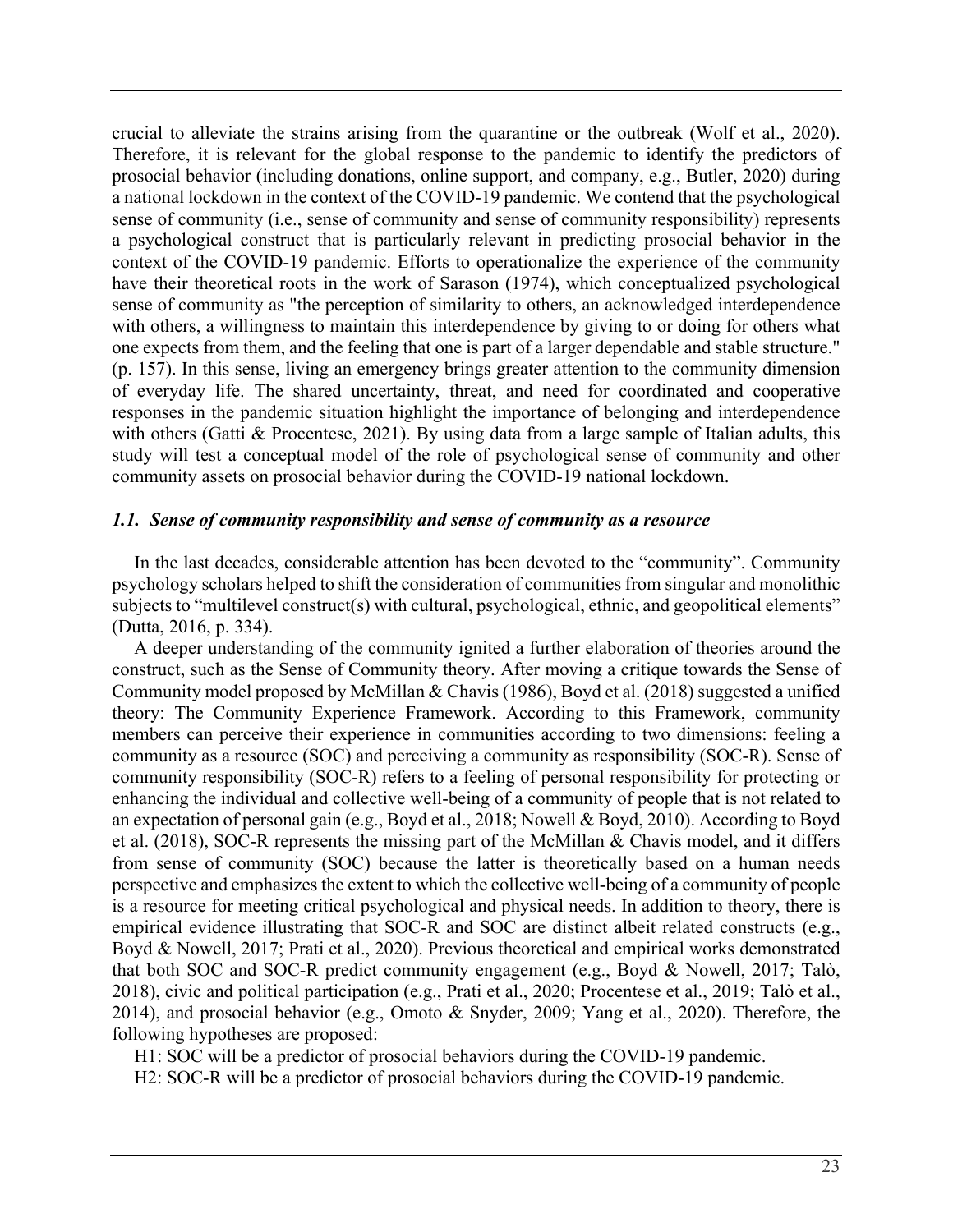crucial to alleviate the strains arising from the quarantine or the outbreak (Wolf et al., 2020). Therefore, it is relevant for the global response to the pandemic to identify the predictors of prosocial behavior (including donations, online support, and company, e.g., Butler, 2020) during a national lockdown in the context of the COVID-19 pandemic. We contend that the psychological sense of community (i.e., sense of community and sense of community responsibility) represents a psychological construct that is particularly relevant in predicting prosocial behavior in the context of the COVID-19 pandemic. Efforts to operationalize the experience of the community have their theoretical roots in the work of Sarason (1974), which conceptualized psychological sense of community as "the perception of similarity to others, an acknowledged interdependence with others, a willingness to maintain this interdependence by giving to or doing for others what one expects from them, and the feeling that one is part of a larger dependable and stable structure." (p. 157). In this sense, living an emergency brings greater attention to the community dimension of everyday life. The shared uncertainty, threat, and need for coordinated and cooperative responses in the pandemic situation highlight the importance of belonging and interdependence with others (Gatti & Procentese, 2021). By using data from a large sample of Italian adults, this study will test a conceptual model of the role of psychological sense of community and other community assets on prosocial behavior during the COVID-19 national lockdown.

### *1.1. Sense of community responsibility and sense of community as a resource*

In the last decades, considerable attention has been devoted to the "community". Community psychology scholars helped to shift the consideration of communities from singular and monolithic subjects to "multilevel construct(s) with cultural, psychological, ethnic, and geopolitical elements" (Dutta, 2016, p. 334).

A deeper understanding of the community ignited a further elaboration of theories around the construct, such as the Sense of Community theory. After moving a critique towards the Sense of Community model proposed by McMillan & Chavis (1986), Boyd et al. (2018) suggested a unified theory: The Community Experience Framework. According to this Framework, community members can perceive their experience in communities according to two dimensions: feeling a community as a resource (SOC) and perceiving a community as responsibility (SOC-R). Sense of community responsibility (SOC-R) refers to a feeling of personal responsibility for protecting or enhancing the individual and collective well-being of a community of people that is not related to an expectation of personal gain (e.g., Boyd et al., 2018; Nowell & Boyd, 2010). According to Boyd et al. (2018), SOC-R represents the missing part of the McMillan & Chavis model, and it differs from sense of community (SOC) because the latter is theoretically based on a human needs perspective and emphasizes the extent to which the collective well-being of a community of people is a resource for meeting critical psychological and physical needs. In addition to theory, there is empirical evidence illustrating that SOC-R and SOC are distinct albeit related constructs (e.g., Boyd & Nowell, 2017; Prati et al., 2020). Previous theoretical and empirical works demonstrated that both SOC and SOC-R predict community engagement (e.g., Boyd & Nowell, 2017; Talò, 2018), civic and political participation (e.g., Prati et al., 2020; Procentese et al., 2019; Talò et al., 2014), and prosocial behavior (e.g., Omoto & Snyder, 2009; Yang et al., 2020). Therefore, the following hypotheses are proposed:

H1: SOC will be a predictor of prosocial behaviors during the COVID-19 pandemic.

H2: SOC-R will be a predictor of prosocial behaviors during the COVID-19 pandemic.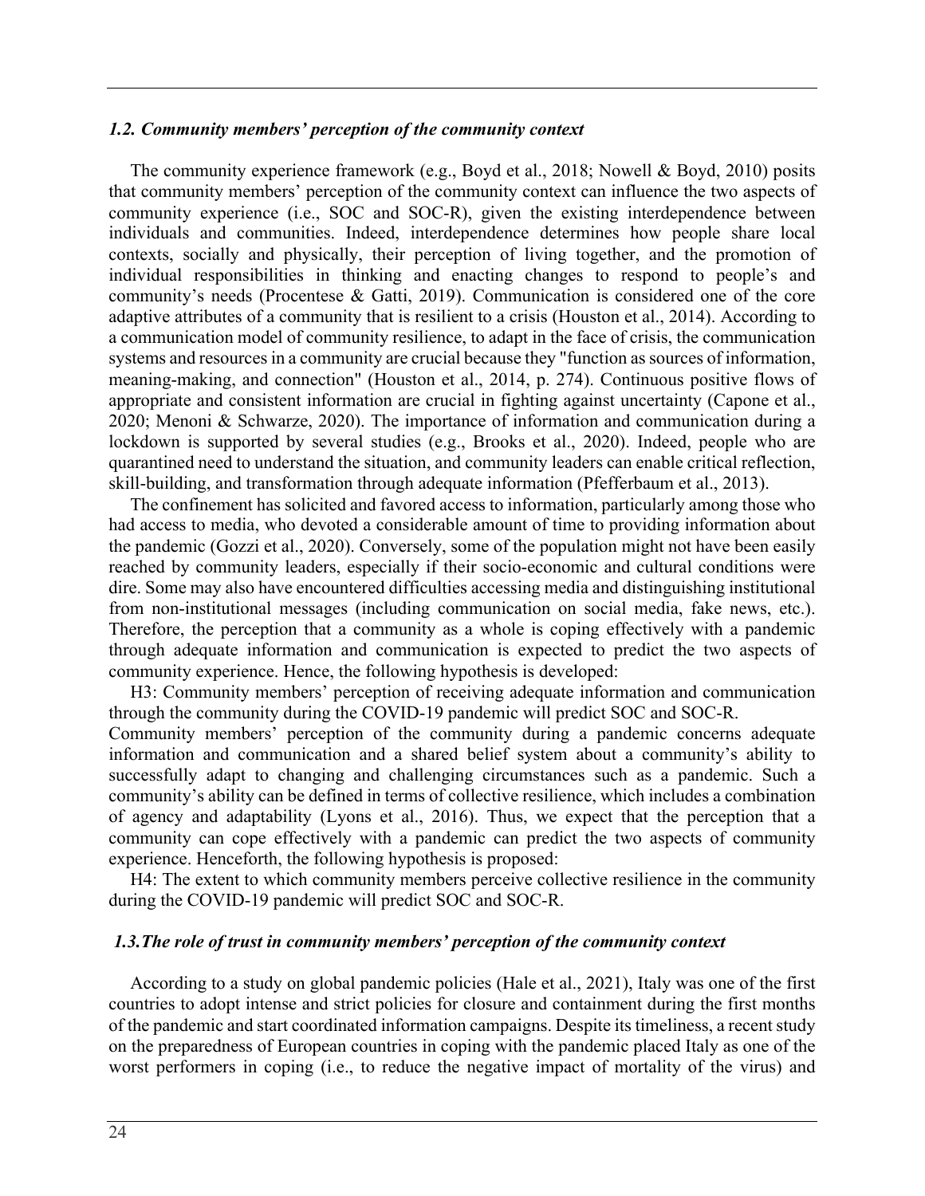### *1.2. Community members' perception of the community context*

The community experience framework (e.g., Boyd et al., 2018; Nowell & Boyd, 2010) posits that community members' perception of the community context can influence the two aspects of community experience (i.e., SOC and SOC-R), given the existing interdependence between individuals and communities. Indeed, interdependence determines how people share local contexts, socially and physically, their perception of living together, and the promotion of individual responsibilities in thinking and enacting changes to respond to people's and community's needs (Procentese & Gatti, 2019). Communication is considered one of the core adaptive attributes of a community that is resilient to a crisis (Houston et al., 2014). According to a communication model of community resilience, to adapt in the face of crisis, the communication systems and resources in a community are crucial because they "function as sources of information, meaning-making, and connection" (Houston et al., 2014, p. 274). Continuous positive flows of appropriate and consistent information are crucial in fighting against uncertainty (Capone et al., 2020; Menoni & Schwarze, 2020). The importance of information and communication during a lockdown is supported by several studies (e.g., Brooks et al., 2020). Indeed, people who are quarantined need to understand the situation, and community leaders can enable critical reflection, skill-building, and transformation through adequate information (Pfefferbaum et al., 2013).

The confinement has solicited and favored access to information, particularly among those who had access to media, who devoted a considerable amount of time to providing information about the pandemic (Gozzi et al., 2020). Conversely, some of the population might not have been easily reached by community leaders, especially if their socio-economic and cultural conditions were dire. Some may also have encountered difficulties accessing media and distinguishing institutional from non-institutional messages (including communication on social media, fake news, etc.). Therefore, the perception that a community as a whole is coping effectively with a pandemic through adequate information and communication is expected to predict the two aspects of community experience. Hence, the following hypothesis is developed:

H3: Community members' perception of receiving adequate information and communication through the community during the COVID-19 pandemic will predict SOC and SOC-R.

Community members' perception of the community during a pandemic concerns adequate information and communication and a shared belief system about a community's ability to successfully adapt to changing and challenging circumstances such as a pandemic. Such a community's ability can be defined in terms of collective resilience, which includes a combination of agency and adaptability (Lyons et al., 2016). Thus, we expect that the perception that a community can cope effectively with a pandemic can predict the two aspects of community experience. Henceforth, the following hypothesis is proposed:

H4: The extent to which community members perceive collective resilience in the community during the COVID-19 pandemic will predict SOC and SOC-R.

### *1.3. The role of trust in community members' perception of the community context*

According to a study on global pandemic policies (Hale et al., 2021), Italy was one of the first countries to adopt intense and strict policies for closure and containment during the first months of the pandemic and start coordinated information campaigns. Despite its timeliness, a recent study on the preparedness of European countries in coping with the pandemic placed Italy as one of the worst performers in coping (i.e., to reduce the negative impact of mortality of the virus) and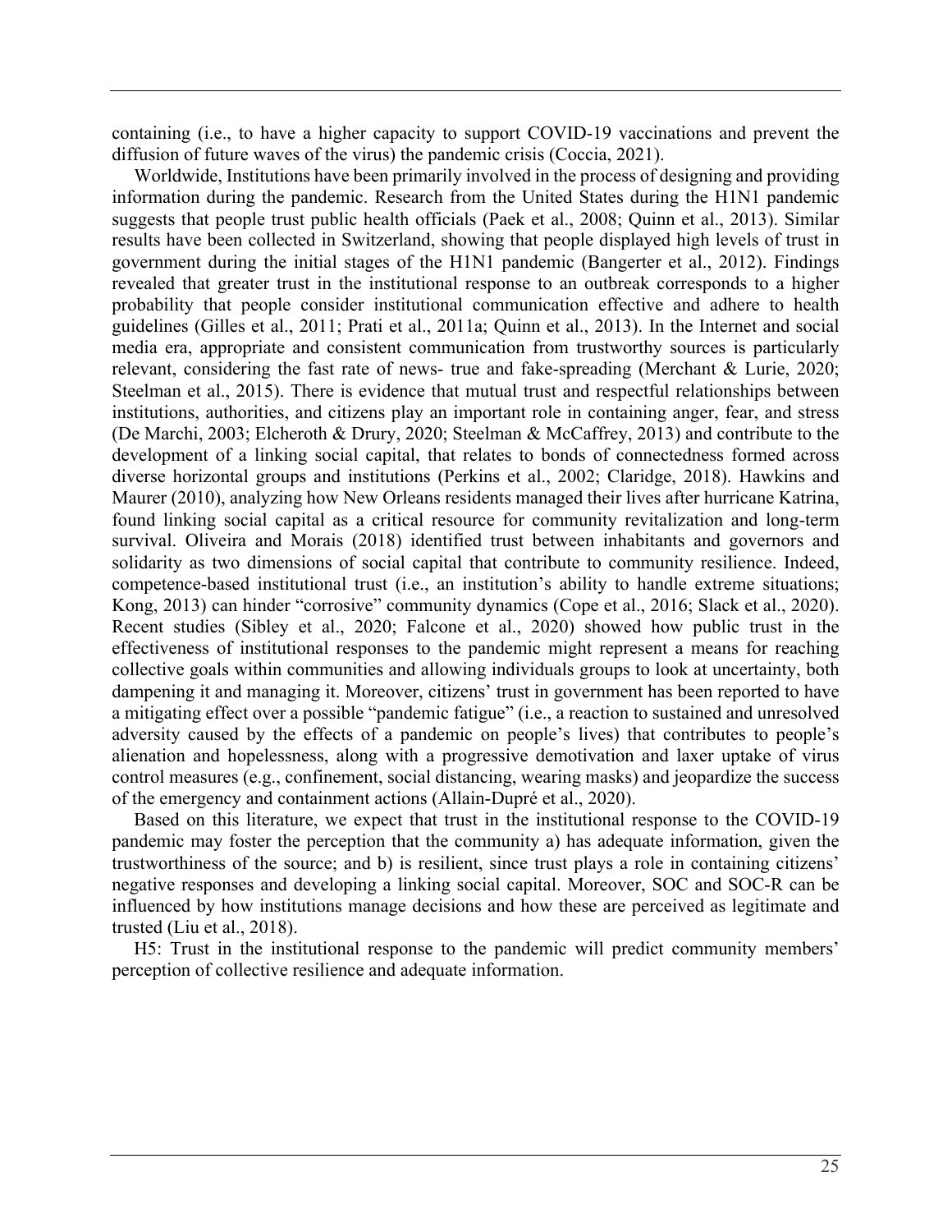containing (i.e., to have a higher capacity to support COVID-19 vaccinations and prevent the diffusion of future waves of the virus) the pandemic crisis (Coccia, 2021).

Worldwide, Institutions have been primarily involved in the process of designing and providing information during the pandemic. Research from the United States during the H1N1 pandemic suggests that people trust public health officials (Paek et al., 2008; Quinn et al., 2013). Similar results have been collected in Switzerland, showing that people displayed high levels of trust in government during the initial stages of the H1N1 pandemic (Bangerter et al., 2012). Findings revealed that greater trust in the institutional response to an outbreak corresponds to a higher probability that people consider institutional communication effective and adhere to health guidelines (Gilles et al., 2011; Prati et al., 2011a; Quinn et al., 2013). In the Internet and social media era, appropriate and consistent communication from trustworthy sources is particularly relevant, considering the fast rate of news- true and fake-spreading (Merchant & Lurie, 2020; Steelman et al., 2015). There is evidence that mutual trust and respectful relationships between institutions, authorities, and citizens play an important role in containing anger, fear, and stress (De Marchi, 2003; Elcheroth & Drury, 2020; Steelman & McCaffrey, 2013) and contribute to the development of a linking social capital, that relates to bonds of connectedness formed across diverse horizontal groups and institutions (Perkins et al., 2002; Claridge, 2018). Hawkins and Maurer (2010), analyzing how New Orleans residents managed their lives after hurricane Katrina, found linking social capital as a critical resource for community revitalization and long-term survival. Oliveira and Morais (2018) identified trust between inhabitants and governors and solidarity as two dimensions of social capital that contribute to community resilience. Indeed, competence-based institutional trust (i.e., an institution's ability to handle extreme situations; Kong, 2013) can hinder "corrosive" community dynamics (Cope et al., 2016; Slack et al., 2020). Recent studies (Sibley et al., 2020; Falcone et al., 2020) showed how public trust in the effectiveness of institutional responses to the pandemic might represent a means for reaching collective goals within communities and allowing individuals groups to look at uncertainty, both dampening it and managing it. Moreover, citizens' trust in government has been reported to have a mitigating effect over a possible "pandemic fatigue" (i.e., a reaction to sustained and unresolved adversity caused by the effects of a pandemic on people's lives) that contributes to people's alienation and hopelessness, along with a progressive demotivation and laxer uptake of virus control measures (e.g., confinement, social distancing, wearing masks) and jeopardize the success of the emergency and containment actions (Allain-Dupré et al., 2020).

Based on this literature, we expect that trust in the institutional response to the COVID-19 pandemic may foster the perception that the community a) has adequate information, given the trustworthiness of the source; and b) is resilient, since trust plays a role in containing citizens' negative responses and developing a linking social capital. Moreover, SOC and SOC-R can be influenced by how institutions manage decisions and how these are perceived as legitimate and trusted (Liu et al., 2018).

H5: Trust in the institutional response to the pandemic will predict community members' perception of collective resilience and adequate information.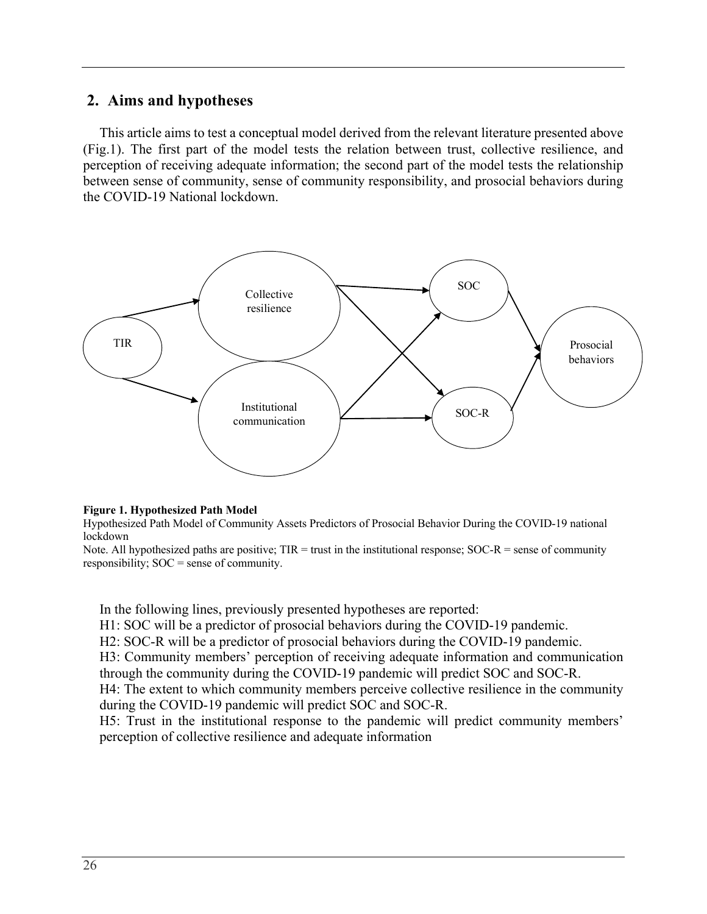## 2. Aims and hypotheses

This article aims to test a conceptual model derived from the relevant literature presented above (Fig.1). The first part of the model tests the relation between trust, collective resilience, and perception of receiving adequate information; the second part of the model tests the relationship between sense of community, sense of community responsibility, and prosocial behaviors during the COVID-19 National lockdown.

**Figure 1. Hypothesized Path Model**

Hypothesized Path Model of Community Assets Predictors of Prosocial Behavior During the COVID-19 national lockdown

Note. All hypothesized paths are positive; TIR = trust in the institutional response; SOC-R = sense of community responsibility; SOC = sense of community.

In the following lines, previously presented hypotheses are reported:

H1: SOC will be a predictor of prosocial behaviors during the COVID-19 pandemic.

H2: SOC-R will be a predictor of prosocial behaviors during the COVID-19 pandemic.

H3: Community members' perception of receiving adequate information and communication through the community during the COVID-19 pandemic will predict SOC and SOC-R.

H4: The extent to which community members perceive collective resilience in the community during the COVID-19 pandemic will predict SOC and SOC-R.

H5: Trust in the institutional response to the pandemic will predict community members' perception of collective resilience and adequate information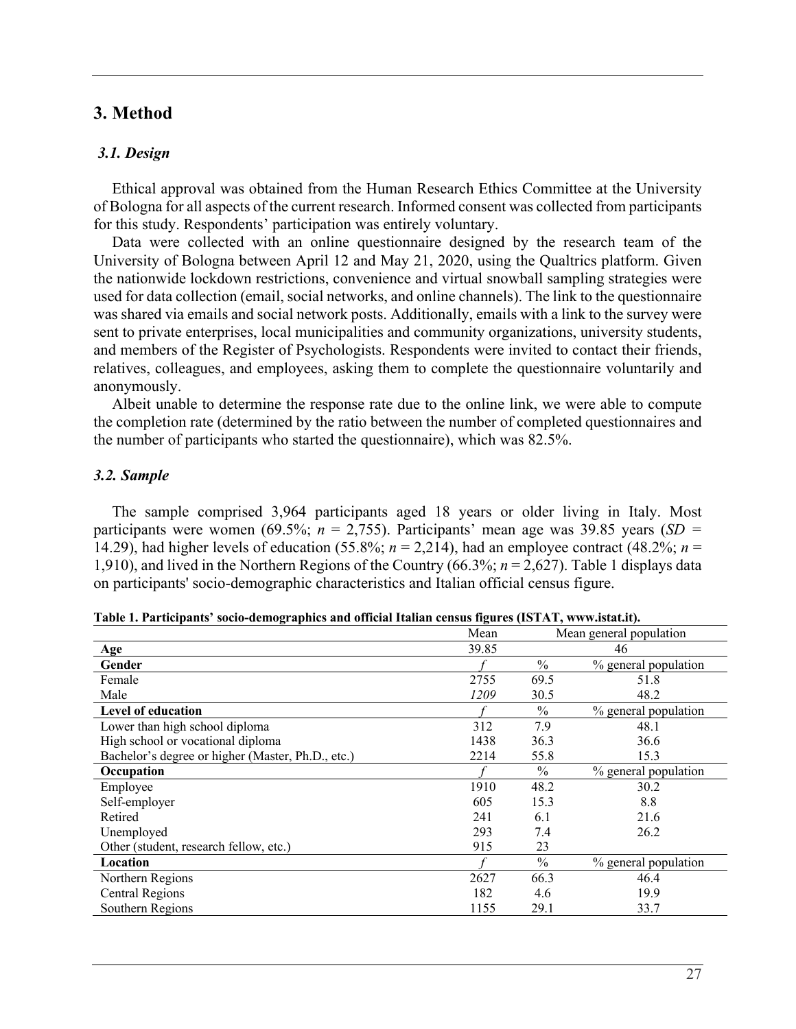## 3. Method

### 3.1. Design

Ethical approval was obtained from the Human Research Ethics Committee at the University of Bologna for all aspects of the current research. Informed consent was collected from participants for this study. Respondents' participation was entirely voluntary.

Data were collected with an online questionnaire designed by the research team of the University of Bologna between April 12 and May 21, 2020, using the Qualtrics platform. Given the nationwide lockdown restrictions, convenience and virtual snowball sampling strategies were used for data collection (email, social networks, and online channels). The link to the questionnaire was shared via emails and social network posts. Additionally, emails with a link to the survey were sent to private enterprises, local municipalities and community organizations, university students, and members of the Register of Psychologists. Respondents were invited to contact their friends, relatives, colleagues, and employees, asking them to complete the questionnaire voluntarily and anonymously.

Albeit unable to determine the response rate due to the online link, we were able to compute the completion rate (determined by the ratio between the number of completed questionnaires and the number of participants who started the questionnaire), which was 82.5%.

### 3.2. Sample

The sample comprised 3,964 participants aged 18 years or older living in Italy. Most participants were women (69.5%; *n* = 2,755). Participants' mean age was 39.85 years (*SD* = 14.29), had higher levels of education (55.8%; *n* = 2,214), had an employee contract (48.2%; *n* = 1,910), and lived in the Northern Regions of the Country (66.3%; *n* = 2,627). Table 1 displays data on participants' socio-demographic characteristics and Italian official census figure.

**Table 1. Participants' socio-demographics and official Italian census figures (ISTAT, www.istat.it).**

| | Mean | Mean general population | |
|---|---|---|---|
| **Age** | 39.85 | 46 | |
| **Gender** | *f* | % | % general population |
| Female | 2755 | 69.5 | 51.8 |
| Male | *1209* | 30.5 | 48.2 |
| **Level of education** | *f* | % | % general population |
| Lower than high school diploma | 312 | 7.9 | 48.1 |
| High school or vocational diploma | 1438 | 36.3 | 36.6 |
| Bachelor's degree or higher (Master, Ph.D., etc.) | 2214 | 55.8 | 15.3 |
| **Occupation** | *f* | % | % general population |
| Employee | 1910 | 48.2 | 30.2 |
| Self-employer | 605 | 15.3 | 8.8 |
| Retired | 241 | 6.1 | 21.6 |
| Unemployed | 293 | 7.4 | 26.2 |
| Other (student, research fellow, etc.) | 915 | 23 | |
| **Location** | *f* | % | % general population |
| Northern Regions | 2627 | 66.3 | 46.4 |
| Central Regions | 182 | 4.6 | 19.9 |
| Southern Regions | 1155 | 29.1 | 33.7 |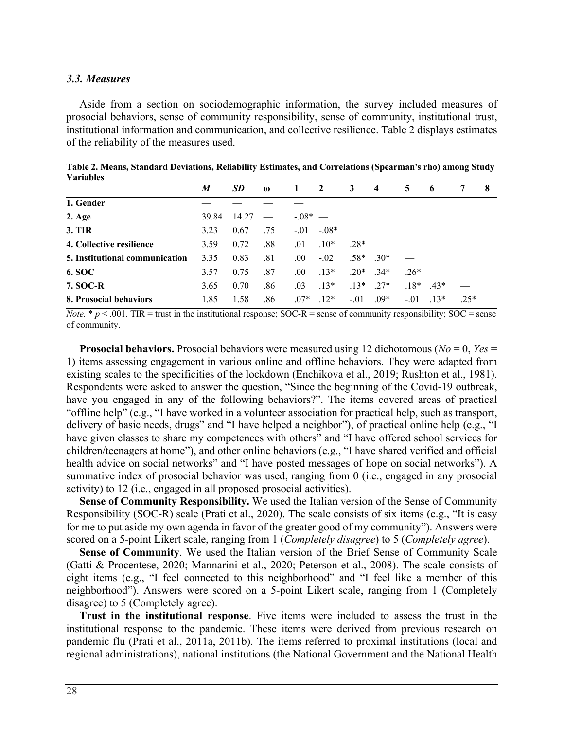### *3.3. Measures*

Aside from a section on sociodemographic information, the survey included measures of prosocial behaviors, sense of community responsibility, sense of community, institutional trust, institutional information and communication, and collective resilience. Table 2 displays estimates of the reliability of the measures used.

**Table 2. Means, Standard Deviations, Reliability Estimates, and Correlations (Spearman's rho) among Study Variables**

| | *M* | *SD* | ω | 1 | 2 | 3 | 4 | 5 | 6 | 7 | 8 |
|---|---|---|---|---|---|---|---|---|---|---|---|
| **1. Gender** | — | — | — | — | | | | | | | |
| **2. Age** | 39.84 | 14.27 | — | -.08* | — | | | | | | |
| **3. TIR** | 3.23 | 0.67 | .75 | -.01 | -.08* | — | | | | | |
| **4. Collective resilience** | 3.59 | 0.72 | .88 | .01 | .10* | .28* | — | | | | |
| **5. Institutional communication** | 3.35 | 0.83 | .81 | .00 | -.02 | .58* | .30* | — | | | |
| **6. SOC** | 3.57 | 0.75 | .87 | .00 | .13* | .20* | .34* | .26* | — | | |
| **7. SOC-R** | 3.65 | 0.70 | .86 | .03 | .13* | .13* | .27* | .18* | .43* | — | |
| **8. Prosocial behaviors** | 1.85 | 1.58 | .86 | .07* | .12* | -.01 | .09* | -.01 | .13* | .25* | — |

*Note.* * $p < .001$. TIR = trust in the institutional response; SOC-R = sense of community responsibility; SOC = sense of community.

**Prosocial behaviors.** Prosocial behaviors were measured using 12 dichotomous (*No* = 0, *Yes* = 1) items assessing engagement in various online and offline behaviors. They were adapted from existing scales to the specificities of the lockdown (Enchikova et al., 2019; Rushton et al., 1981). Respondents were asked to answer the question, "Since the beginning of the Covid-19 outbreak, have you engaged in any of the following behaviors?". The items covered areas of practical "offline help" (e.g., "I have worked in a volunteer association for practical help, such as transport, delivery of basic needs, drugs" and "I have helped a neighbor"), of practical online help (e.g., "I have given classes to share my competences with others" and "I have offered school services for children/teenagers at home"), and other online behaviors (e.g., "I have shared verified and official health advice on social networks" and "I have posted messages of hope on social networks"). A summative index of prosocial behavior was used, ranging from 0 (i.e., engaged in any prosocial activity) to 12 (i.e., engaged in all proposed prosocial activities).

**Sense of Community Responsibility.** We used the Italian version of the Sense of Community Responsibility (SOC-R) scale (Prati et al., 2020). The scale consists of six items (e.g., "It is easy for me to put aside my own agenda in favor of the greater good of my community"). Answers were scored on a 5-point Likert scale, ranging from 1 (*Completely disagree*) to 5 (*Completely agree*).

**Sense of Community**. We used the Italian version of the Brief Sense of Community Scale (Gatti & Procentese, 2020; Mannarini et al., 2020; Peterson et al., 2008). The scale consists of eight items (e.g., "I feel connected to this neighborhood" and "I feel like a member of this neighborhood"). Answers were scored on a 5-point Likert scale, ranging from 1 (Completely disagree) to 5 (Completely agree).

**Trust in the institutional response**. Five items were included to assess the trust in the institutional response to the pandemic. These items were derived from previous research on pandemic flu (Prati et al., 2011a, 2011b). The items referred to proximal institutions (local and regional administrations), national institutions (the National Government and the National Health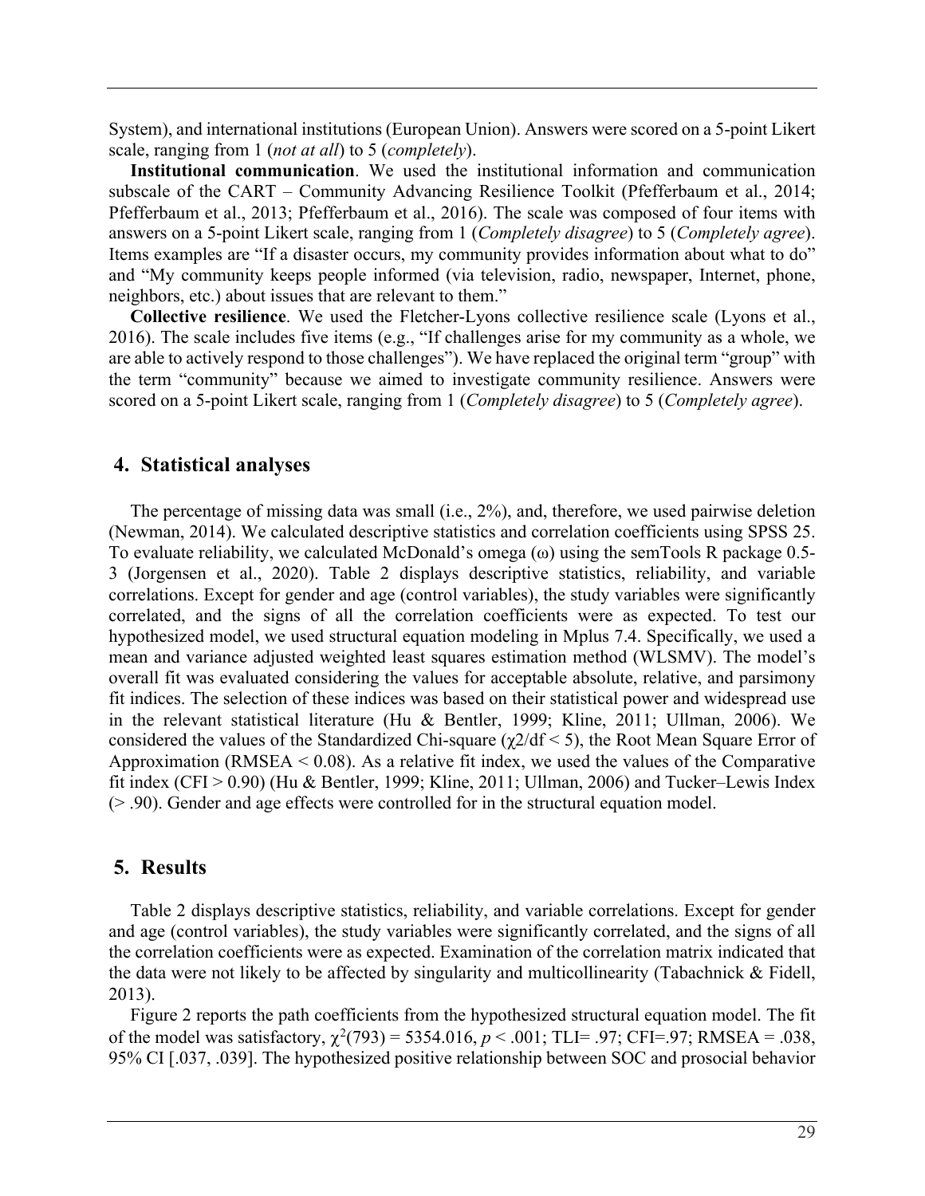System), and international institutions (European Union). Answers were scored on a 5-point Likert scale, ranging from 1 (*not at all*) to 5 (*completely*).

**Institutional communication**. We used the institutional information and communication subscale of the CART – Community Advancing Resilience Toolkit (Pfefferbaum et al., 2014; Pfefferbaum et al., 2013; Pfefferbaum et al., 2016). The scale was composed of four items with answers on a 5-point Likert scale, ranging from 1 (*Completely disagree*) to 5 (*Completely agree*). Items examples are "If a disaster occurs, my community provides information about what to do" and "My community keeps people informed (via television, radio, newspaper, Internet, phone, neighbors, etc.) about issues that are relevant to them."

**Collective resilience**. We used the Fletcher-Lyons collective resilience scale (Lyons et al., 2016). The scale includes five items (e.g., "If challenges arise for my community as a whole, we are able to actively respond to those challenges"). We have replaced the original term "group" with the term "community" because we aimed to investigate community resilience. Answers were scored on a 5-point Likert scale, ranging from 1 (*Completely disagree*) to 5 (*Completely agree*).

## 4. Statistical analyses

The percentage of missing data was small (i.e., 2%), and, therefore, we used pairwise deletion (Newman, 2014). We calculated descriptive statistics and correlation coefficients using SPSS 25. To evaluate reliability, we calculated McDonald's omega ($\omega$) using the semTools R package 0.5-3 (Jorgensen et al., 2020). Table 2 displays descriptive statistics, reliability, and variable correlations. Except for gender and age (control variables), the study variables were significantly correlated, and the signs of all the correlation coefficients were as expected. To test our hypothesized model, we used structural equation modeling in Mplus 7.4. Specifically, we used a mean and variance adjusted weighted least squares estimation method (WLSMV). The model's overall fit was evaluated considering the values for acceptable absolute, relative, and parsimony fit indices. The selection of these indices was based on their statistical power and widespread use in the relevant statistical literature (Hu & Bentler, 1999; Kline, 2011; Ullman, 2006). We considered the values of the Standardized Chi-square ($\chi^2/df < 5$), the Root Mean Square Error of Approximation (RMSEA < 0.08). As a relative fit index, we used the values of the Comparative fit index (CFI > 0.90) (Hu & Bentler, 1999; Kline, 2011; Ullman, 2006) and Tucker–Lewis Index (> .90). Gender and age effects were controlled for in the structural equation model.

## 5. Results

Table 2 displays descriptive statistics, reliability, and variable correlations. Except for gender and age (control variables), the study variables were significantly correlated, and the signs of all the correlation coefficients were as expected. Examination of the correlation matrix indicated that the data were not likely to be affected by singularity and multicollinearity (Tabachnick & Fidell, 2013).

Figure 2 reports the path coefficients from the hypothesized structural equation model. The fit of the model was satisfactory, $\chi^2(793) = 5354.016$, $p < .001$; TLI= .97; CFI=.97; RMSEA = .038, 95% CI [.037, .039]. The hypothesized positive relationship between SOC and prosocial behavior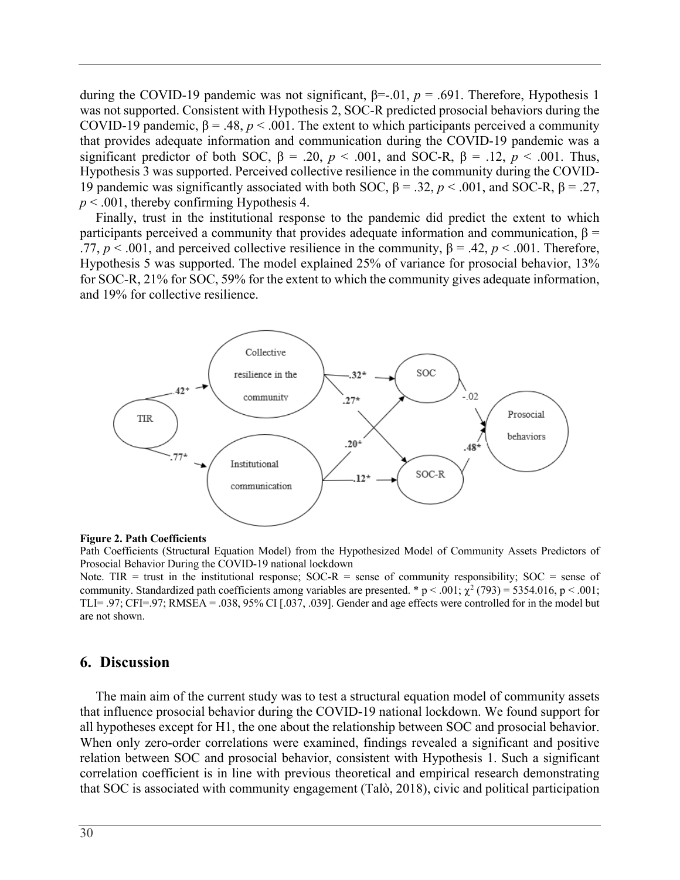during the COVID-19 pandemic was not significant, $\beta = -.01$, $p = .691$. Therefore, Hypothesis 1 was not supported. Consistent with Hypothesis 2, SOC-R predicted prosocial behaviors during the COVID-19 pandemic, $\beta = .48$, $p < .001$. The extent to which participants perceived a community that provides adequate information and communication during the COVID-19 pandemic was a significant predictor of both SOC, $\beta = .20$, $p < .001$, and SOC-R, $\beta = .12$, $p < .001$. Thus, Hypothesis 3 was supported. Perceived collective resilience in the community during the COVID-19 pandemic was significantly associated with both SOC, $\beta = .32$, $p < .001$, and SOC-R, $\beta = .27$, $p < .001$, thereby confirming Hypothesis 4.

Finally, trust in the institutional response to the pandemic did predict the extent to which participants perceived a community that provides adequate information and communication, $\beta = .77$, $p < .001$, and perceived collective resilience in the community, $\beta = .42$, $p < .001$. Therefore, Hypothesis 5 was supported. The model explained 25% of variance for prosocial behavior, 13% for SOC-R, 21% for SOC, 59% for the extent to which the community gives adequate information, and 19% for collective resilience.

**Figure 2. Path Coefficients**

Path Coefficients (Structural Equation Model) from the Hypothesized Model of Community Assets Predictors of Prosocial Behavior During the COVID-19 national lockdown

Note. TIR = trust in the institutional response; SOC-R = sense of community responsibility; SOC = sense of community. Standardized path coefficients among variables are presented. * $p < .001$; $\chi^2$ (793) = 5354.016, $p < .001$; TLI= .97; CFI=.97; RMSEA = .038, 95% CI [.037, .039]. Gender and age effects were controlled for in the model but are not shown.

## 6. Discussion

The main aim of the current study was to test a structural equation model of community assets that influence prosocial behavior during the COVID-19 national lockdown. We found support for all hypotheses except for H1, the one about the relationship between SOC and prosocial behavior. When only zero-order correlations were examined, findings revealed a significant and positive relation between SOC and prosocial behavior, consistent with Hypothesis 1. Such a significant correlation coefficient is in line with previous theoretical and empirical research demonstrating that SOC is associated with community engagement (Talò, 2018), civic and political participation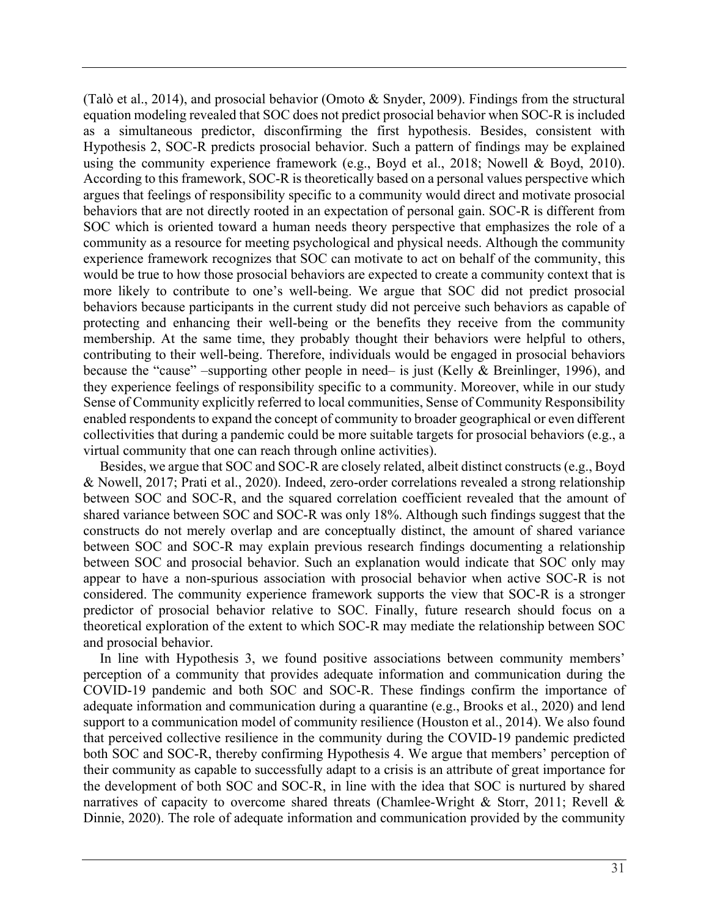(Talò et al., 2014), and prosocial behavior (Omoto & Snyder, 2009). Findings from the structural equation modeling revealed that SOC does not predict prosocial behavior when SOC-R is included as a simultaneous predictor, disconfirming the first hypothesis. Besides, consistent with Hypothesis 2, SOC-R predicts prosocial behavior. Such a pattern of findings may be explained using the community experience framework (e.g., Boyd et al., 2018; Nowell & Boyd, 2010). According to this framework, SOC-R is theoretically based on a personal values perspective which argues that feelings of responsibility specific to a community would direct and motivate prosocial behaviors that are not directly rooted in an expectation of personal gain. SOC-R is different from SOC which is oriented toward a human needs theory perspective that emphasizes the role of a community as a resource for meeting psychological and physical needs. Although the community experience framework recognizes that SOC can motivate to act on behalf of the community, this would be true to how those prosocial behaviors are expected to create a community context that is more likely to contribute to one's well-being. We argue that SOC did not predict prosocial behaviors because participants in the current study did not perceive such behaviors as capable of protecting and enhancing their well-being or the benefits they receive from the community membership. At the same time, they probably thought their behaviors were helpful to others, contributing to their well-being. Therefore, individuals would be engaged in prosocial behaviors because the "cause" –supporting other people in need– is just (Kelly & Breinlinger, 1996), and they experience feelings of responsibility specific to a community. Moreover, while in our study Sense of Community explicitly referred to local communities, Sense of Community Responsibility enabled respondents to expand the concept of community to broader geographical or even different collectivities that during a pandemic could be more suitable targets for prosocial behaviors (e.g., a virtual community that one can reach through online activities).

Besides, we argue that SOC and SOC-R are closely related, albeit distinct constructs (e.g., Boyd & Nowell, 2017; Prati et al., 2020). Indeed, zero-order correlations revealed a strong relationship between SOC and SOC-R, and the squared correlation coefficient revealed that the amount of shared variance between SOC and SOC-R was only 18%. Although such findings suggest that the constructs do not merely overlap and are conceptually distinct, the amount of shared variance between SOC and SOC-R may explain previous research findings documenting a relationship between SOC and prosocial behavior. Such an explanation would indicate that SOC only may appear to have a non-spurious association with prosocial behavior when active SOC-R is not considered. The community experience framework supports the view that SOC-R is a stronger predictor of prosocial behavior relative to SOC. Finally, future research should focus on a theoretical exploration of the extent to which SOC-R may mediate the relationship between SOC and prosocial behavior.

In line with Hypothesis 3, we found positive associations between community members' perception of a community that provides adequate information and communication during the COVID-19 pandemic and both SOC and SOC-R. These findings confirm the importance of adequate information and communication during a quarantine (e.g., Brooks et al., 2020) and lend support to a communication model of community resilience (Houston et al., 2014). We also found that perceived collective resilience in the community during the COVID-19 pandemic predicted both SOC and SOC-R, thereby confirming Hypothesis 4. We argue that members' perception of their community as capable to successfully adapt to a crisis is an attribute of great importance for the development of both SOC and SOC-R, in line with the idea that SOC is nurtured by shared narratives of capacity to overcome shared threats (Chamlee-Wright & Storr, 2011; Revell & Dinnie, 2020). The role of adequate information and communication provided by the community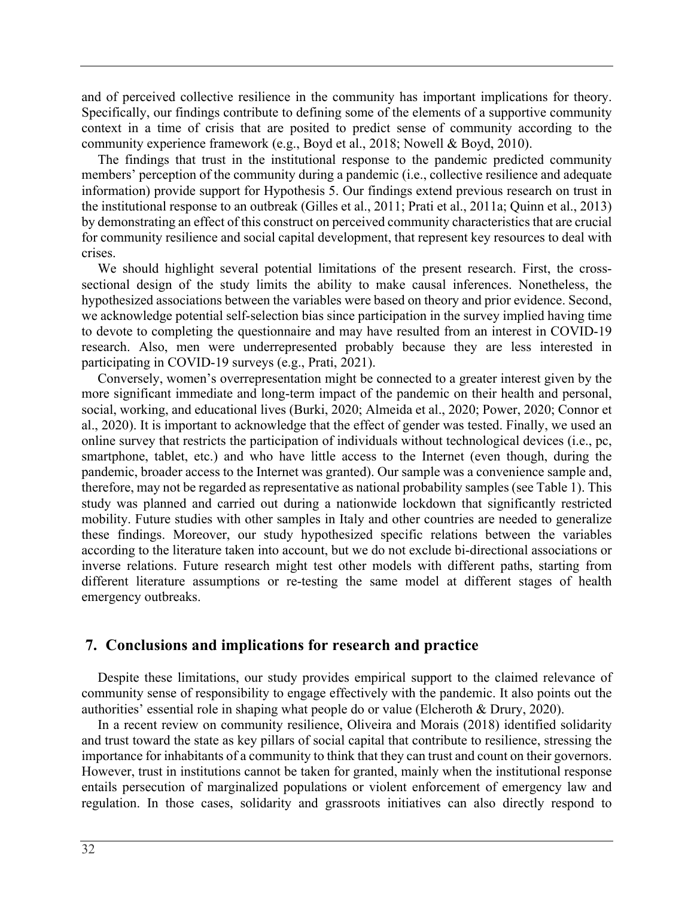and of perceived collective resilience in the community has important implications for theory. Specifically, our findings contribute to defining some of the elements of a supportive community context in a time of crisis that are posited to predict sense of community according to the community experience framework (e.g., Boyd et al., 2018; Nowell & Boyd, 2010).

The findings that trust in the institutional response to the pandemic predicted community members' perception of the community during a pandemic (i.e., collective resilience and adequate information) provide support for Hypothesis 5. Our findings extend previous research on trust in the institutional response to an outbreak (Gilles et al., 2011; Prati et al., 2011a; Quinn et al., 2013) by demonstrating an effect of this construct on perceived community characteristics that are crucial for community resilience and social capital development, that represent key resources to deal with crises.

We should highlight several potential limitations of the present research. First, the cross-sectional design of the study limits the ability to make causal inferences. Nonetheless, the hypothesized associations between the variables were based on theory and prior evidence. Second, we acknowledge potential self-selection bias since participation in the survey implied having time to devote to completing the questionnaire and may have resulted from an interest in COVID-19 research. Also, men were underrepresented probably because they are less interested in participating in COVID-19 surveys (e.g., Prati, 2021).

Conversely, women's overrepresentation might be connected to a greater interest given by the more significant immediate and long-term impact of the pandemic on their health and personal, social, working, and educational lives (Burki, 2020; Almeida et al., 2020; Power, 2020; Connor et al., 2020). It is important to acknowledge that the effect of gender was tested. Finally, we used an online survey that restricts the participation of individuals without technological devices (i.e., pc, smartphone, tablet, etc.) and who have little access to the Internet (even though, during the pandemic, broader access to the Internet was granted). Our sample was a convenience sample and, therefore, may not be regarded as representative as national probability samples (see Table 1). This study was planned and carried out during a nationwide lockdown that significantly restricted mobility. Future studies with other samples in Italy and other countries are needed to generalize these findings. Moreover, our study hypothesized specific relations between the variables according to the literature taken into account, but we do not exclude bi-directional associations or inverse relations. Future research might test other models with different paths, starting from different literature assumptions or re-testing the same model at different stages of health emergency outbreaks.

## 7. Conclusions and implications for research and practice

Despite these limitations, our study provides empirical support to the claimed relevance of community sense of responsibility to engage effectively with the pandemic. It also points out the authorities' essential role in shaping what people do or value (Elcheroth & Drury, 2020).

In a recent review on community resilience, Oliveira and Morais (2018) identified solidarity and trust toward the state as key pillars of social capital that contribute to resilience, stressing the importance for inhabitants of a community to think that they can trust and count on their governors. However, trust in institutions cannot be taken for granted, mainly when the institutional response entails persecution of marginalized populations or violent enforcement of emergency law and regulation. In those cases, solidarity and grassroots initiatives can also directly respond to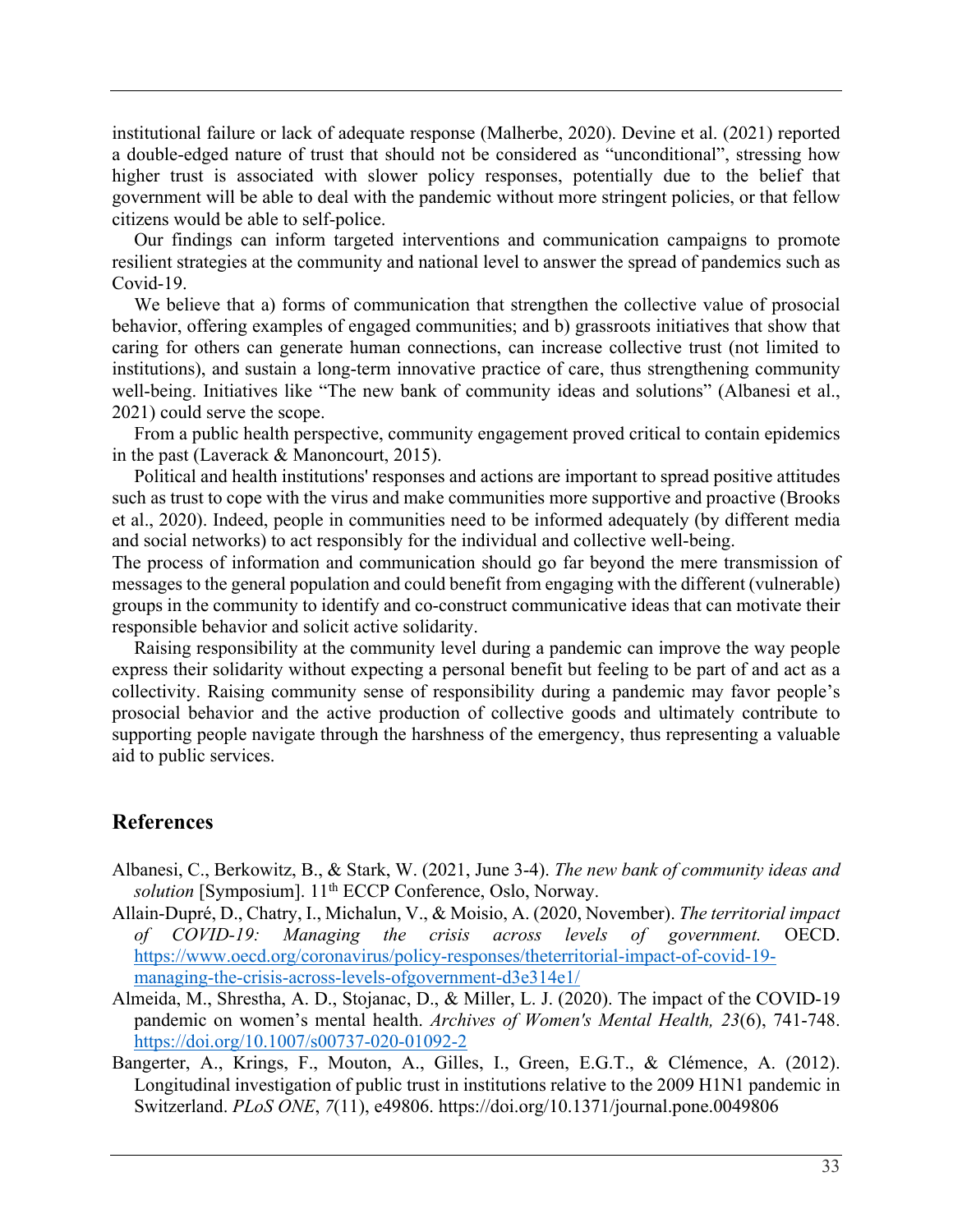institutional failure or lack of adequate response (Malherbe, 2020). Devine et al. (2021) reported a double-edged nature of trust that should not be considered as "unconditional", stressing how higher trust is associated with slower policy responses, potentially due to the belief that government will be able to deal with the pandemic without more stringent policies, or that fellow citizens would be able to self-police.

Our findings can inform targeted interventions and communication campaigns to promote resilient strategies at the community and national level to answer the spread of pandemics such as Covid-19.

We believe that a) forms of communication that strengthen the collective value of prosocial behavior, offering examples of engaged communities; and b) grassroots initiatives that show that caring for others can generate human connections, can increase collective trust (not limited to institutions), and sustain a long-term innovative practice of care, thus strengthening community well-being. Initiatives like "The new bank of community ideas and solutions" (Albanesi et al., 2021) could serve the scope.

From a public health perspective, community engagement proved critical to contain epidemics in the past (Laverack & Manoncourt, 2015).

Political and health institutions' responses and actions are important to spread positive attitudes such as trust to cope with the virus and make communities more supportive and proactive (Brooks et al., 2020). Indeed, people in communities need to be informed adequately (by different media and social networks) to act responsibly for the individual and collective well-being.

The process of information and communication should go far beyond the mere transmission of messages to the general population and could benefit from engaging with the different (vulnerable) groups in the community to identify and co-construct communicative ideas that can motivate their responsible behavior and solicit active solidarity.

Raising responsibility at the community level during a pandemic can improve the way people express their solidarity without expecting a personal benefit but feeling to be part of and act as a collectivity. Raising community sense of responsibility during a pandemic may favor people's prosocial behavior and the active production of collective goods and ultimately contribute to supporting people navigate through the harshness of the emergency, thus representing a valuable aid to public services.

## References

Albanesi, C., Berkowitz, B., & Stark, W. (2021, June 3-4). *The new bank of community ideas and solution* [Symposium]. 11th ECCP Conference, Oslo, Norway.

Allain-Dupré, D., Chatry, I., Michalun, V., & Moisio, A. (2020, November). *The territorial impact of COVID-19: Managing the crisis across levels of government.* OECD. https://www.oecd.org/coronavirus/policy-responses/theterritorial-impact-of-covid-19-managing-the-crisis-across-levels-ofgovernment-d3e314e1/

Almeida, M., Shrestha, A. D., Stojanac, D., & Miller, L. J. (2020). The impact of the COVID-19 pandemic on women's mental health. *Archives of Women's Mental Health, 23*(6), 741-748. https://doi.org/10.1007/s00737-020-01092-2

Bangerter, A., Krings, F., Mouton, A., Gilles, I., Green, E.G.T., & Clémence, A. (2012). Longitudinal investigation of public trust in institutions relative to the 2009 H1N1 pandemic in Switzerland. *PLoS ONE*, *7*(11), e49806. https://doi.org/10.1371/journal.pone.0049806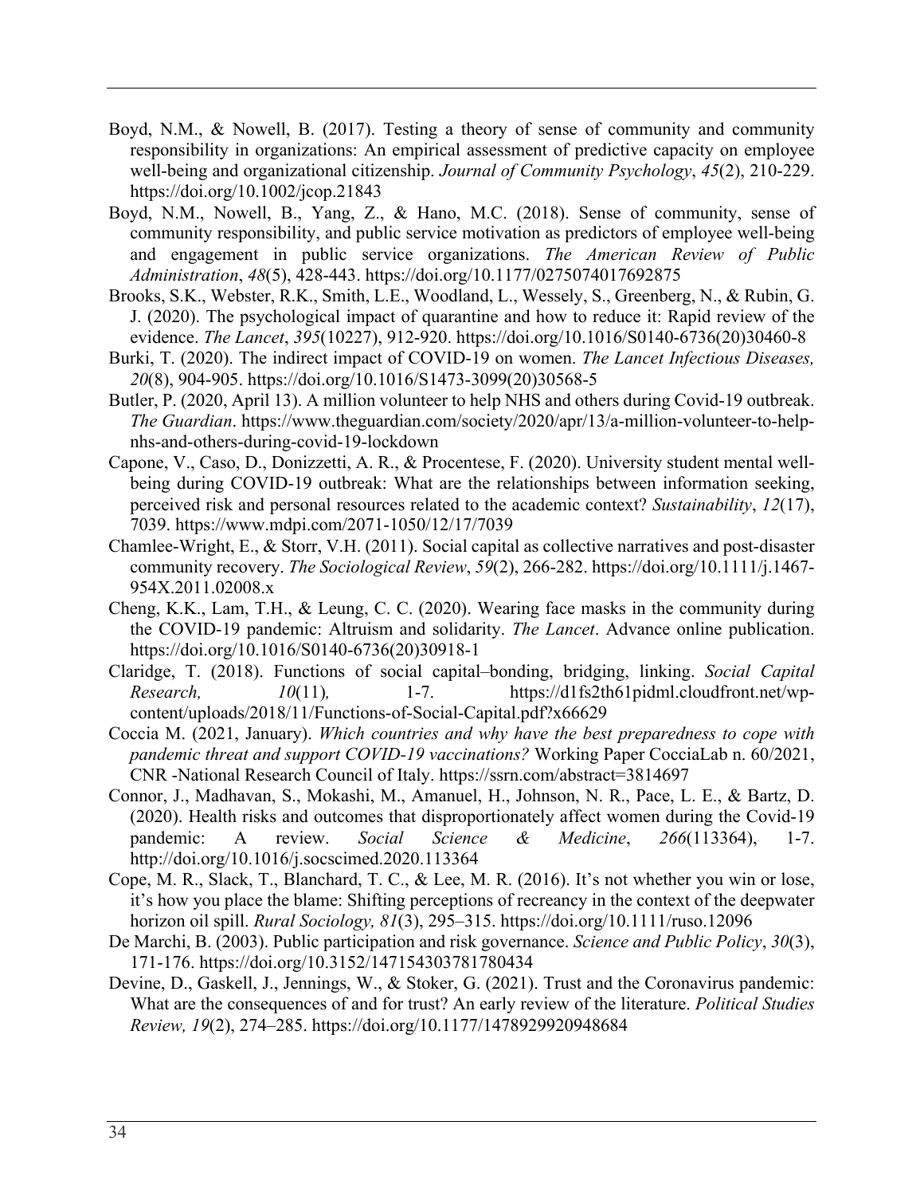Boyd, N.M., & Nowell, B. (2017). Testing a theory of sense of community and community responsibility in organizations: An empirical assessment of predictive capacity on employee well-being and organizational citizenship. *Journal of Community Psychology*, *45*(2), 210-229. https://doi.org/10.1002/jcop.21843

Boyd, N.M., Nowell, B., Yang, Z., & Hano, M.C. (2018). Sense of community, sense of community responsibility, and public service motivation as predictors of employee well-being and engagement in public service organizations. *The American Review of Public Administration*, *48*(5), 428-443. https://doi.org/10.1177/0275074017692875

Brooks, S.K., Webster, R.K., Smith, L.E., Woodland, L., Wessely, S., Greenberg, N., & Rubin, G. J. (2020). The psychological impact of quarantine and how to reduce it: Rapid review of the evidence. *The Lancet*, *395*(10227), 912-920. https://doi.org/10.1016/S0140-6736(20)30460-8

Burki, T. (2020). The indirect impact of COVID-19 on women. *The Lancet Infectious Diseases, 20*(8), 904-905. https://doi.org/10.1016/S1473-3099(20)30568-5

Butler, P. (2020, April 13). A million volunteer to help NHS and others during Covid-19 outbreak. *The Guardian*. https://www.theguardian.com/society/2020/apr/13/a-million-volunteer-to-help-nhs-and-others-during-covid-19-lockdown

Capone, V., Caso, D., Donizzetti, A. R., & Procentese, F. (2020). University student mental well-being during COVID-19 outbreak: What are the relationships between information seeking, perceived risk and personal resources related to the academic context? *Sustainability*, *12*(17), 7039. https://www.mdpi.com/2071-1050/12/17/7039

Chamlee-Wright, E., & Storr, V.H. (2011). Social capital as collective narratives and post-disaster community recovery. *The Sociological Review*, *59*(2), 266-282. https://doi.org/10.1111/j.1467-954X.2011.02008.x

Cheng, K.K., Lam, T.H., & Leung, C. C. (2020). Wearing face masks in the community during the COVID-19 pandemic: Altruism and solidarity. *The Lancet*. Advance online publication. https://doi.org/10.1016/S0140-6736(20)30918-1

Claridge, T. (2018). Functions of social capital–bonding, bridging, linking. *Social Capital Research, 10*(11)*,* 1-7. https://d1fs2th61pidml.cloudfront.net/wp-content/uploads/2018/11/Functions-of-Social-Capital.pdf?x66629

Coccia M. (2021, January). *Which countries and why have the best preparedness to cope with pandemic threat and support COVID-19 vaccinations?* Working Paper CocciaLab n. 60/2021, CNR -National Research Council of Italy. https://ssrn.com/abstract=3814697

Connor, J., Madhavan, S., Mokashi, M., Amanuel, H., Johnson, N. R., Pace, L. E., & Bartz, D. (2020). Health risks and outcomes that disproportionately affect women during the Covid-19 pandemic: A review. *Social Science & Medicine*, *266*(113364), 1-7. http://doi.org/10.1016/j.socscimed.2020.113364

Cope, M. R., Slack, T., Blanchard, T. C., & Lee, M. R. (2016). It's not whether you win or lose, it's how you place the blame: Shifting perceptions of recreancy in the context of the deepwater horizon oil spill. *Rural Sociology, 81*(3), 295–315. https://doi.org/10.1111/ruso.12096

De Marchi, B. (2003). Public participation and risk governance. *Science and Public Policy*, *30*(3), 171-176. https://doi.org/10.3152/147154303781780434

Devine, D., Gaskell, J., Jennings, W., & Stoker, G. (2021). Trust and the Coronavirus pandemic: What are the consequences of and for trust? An early review of the literature. *Political Studies Review, 19*(2), 274–285. https://doi.org/10.1177/1478929920948684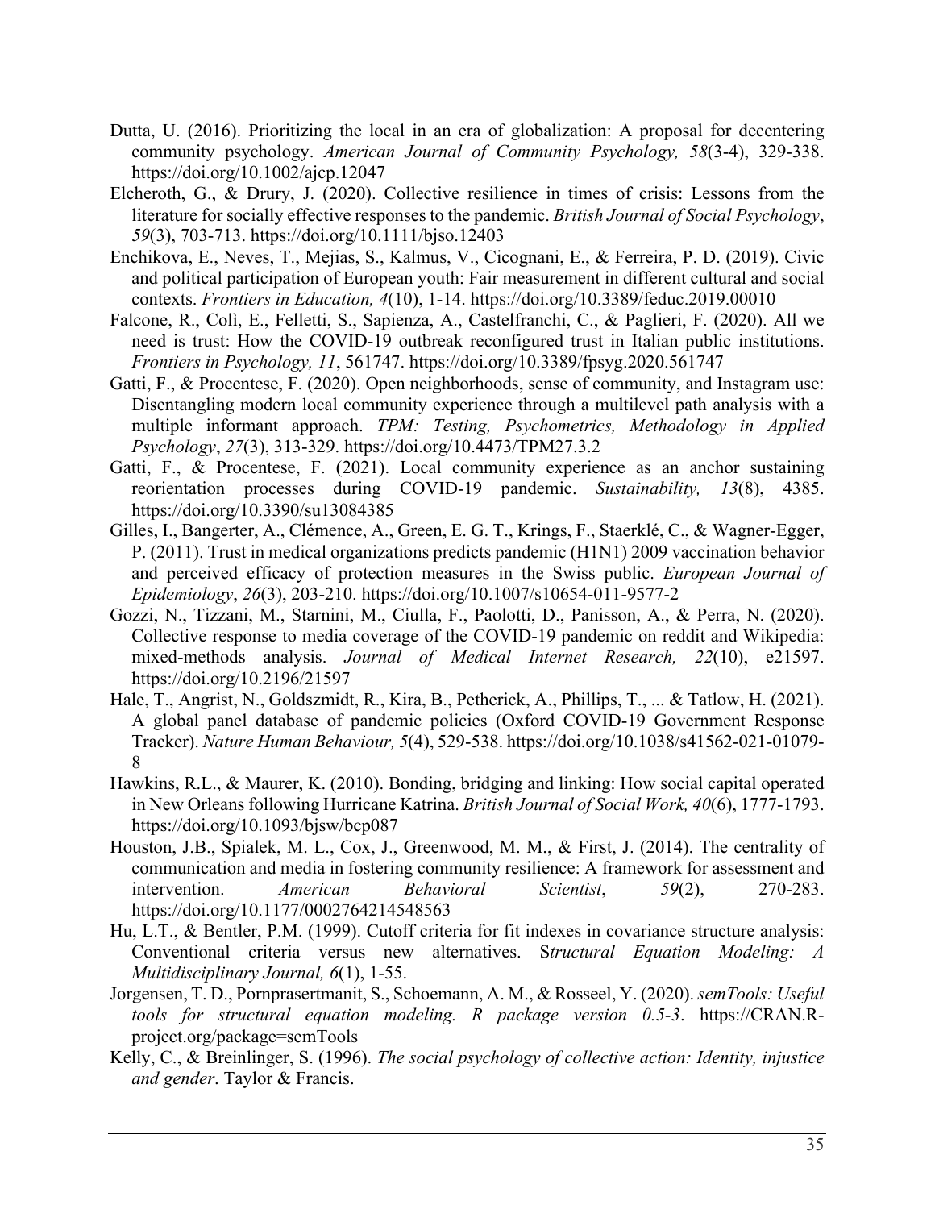Dutta, U. (2016). Prioritizing the local in an era of globalization: A proposal for decentering community psychology. *American Journal of Community Psychology, 58*(3-4), 329-338. https://doi.org/10.1002/ajcp.12047

Elcheroth, G., & Drury, J. (2020). Collective resilience in times of crisis: Lessons from the literature for socially effective responses to the pandemic. *British Journal of Social Psychology*, *59*(3), 703-713. https://doi.org/10.1111/bjso.12403

Enchikova, E., Neves, T., Mejias, S., Kalmus, V., Cicognani, E., & Ferreira, P. D. (2019). Civic and political participation of European youth: Fair measurement in different cultural and social contexts. *Frontiers in Education, 4*(10), 1-14. https://doi.org/10.3389/feduc.2019.00010

Falcone, R., Colì, E., Felletti, S., Sapienza, A., Castelfranchi, C., & Paglieri, F. (2020). All we need is trust: How the COVID-19 outbreak reconfigured trust in Italian public institutions. *Frontiers in Psychology, 11*, 561747. https://doi.org/10.3389/fpsyg.2020.561747

Gatti, F., & Procentese, F. (2020). Open neighborhoods, sense of community, and Instagram use: Disentangling modern local community experience through a multilevel path analysis with a multiple informant approach. *TPM: Testing, Psychometrics, Methodology in Applied Psychology*, *27*(3), 313-329. https://doi.org/10.4473/TPM27.3.2

Gatti, F., & Procentese, F. (2021). Local community experience as an anchor sustaining reorientation processes during COVID-19 pandemic. *Sustainability, 13*(8), 4385. https://doi.org/10.3390/su13084385

Gilles, I., Bangerter, A., Clémence, A., Green, E. G. T., Krings, F., Staerklé, C., & Wagner-Egger, P. (2011). Trust in medical organizations predicts pandemic (H1N1) 2009 vaccination behavior and perceived efficacy of protection measures in the Swiss public. *European Journal of Epidemiology*, *26*(3), 203-210. https://doi.org/10.1007/s10654-011-9577-2

Gozzi, N., Tizzani, M., Starnini, M., Ciulla, F., Paolotti, D., Panisson, A., & Perra, N. (2020). Collective response to media coverage of the COVID-19 pandemic on reddit and Wikipedia: mixed-methods analysis. *Journal of Medical Internet Research, 22*(10), e21597. https://doi.org/10.2196/21597

Hale, T., Angrist, N., Goldszmidt, R., Kira, B., Petherick, A., Phillips, T., ... & Tatlow, H. (2021). A global panel database of pandemic policies (Oxford COVID-19 Government Response Tracker). *Nature Human Behaviour, 5*(4), 529-538. https://doi.org/10.1038/s41562-021-01079-8

Hawkins, R.L., & Maurer, K. (2010). Bonding, bridging and linking: How social capital operated in New Orleans following Hurricane Katrina. *British Journal of Social Work, 40*(6), 1777-1793. https://doi.org/10.1093/bjsw/bcp087

Houston, J.B., Spialek, M. L., Cox, J., Greenwood, M. M., & First, J. (2014). The centrality of communication and media in fostering community resilience: A framework for assessment and intervention. *American Behavioral Scientist*, *59*(2), 270-283. https://doi.org/10.1177/0002764214548563

Hu, L.T., & Bentler, P.M. (1999). Cutoff criteria for fit indexes in covariance structure analysis: Conventional criteria versus new alternatives. S*tructural Equation Modeling: A Multidisciplinary Journal, 6*(1), 1-55.

Jorgensen, T. D., Pornprasertmanit, S., Schoemann, A. M., & Rosseel, Y. (2020). *semTools: Useful tools for structural equation modeling. R package version 0.5-3*. https://CRAN.R-project.org/package=semTools

Kelly, C., & Breinlinger, S. (1996). *The social psychology of collective action: Identity, injustice and gender*. Taylor & Francis.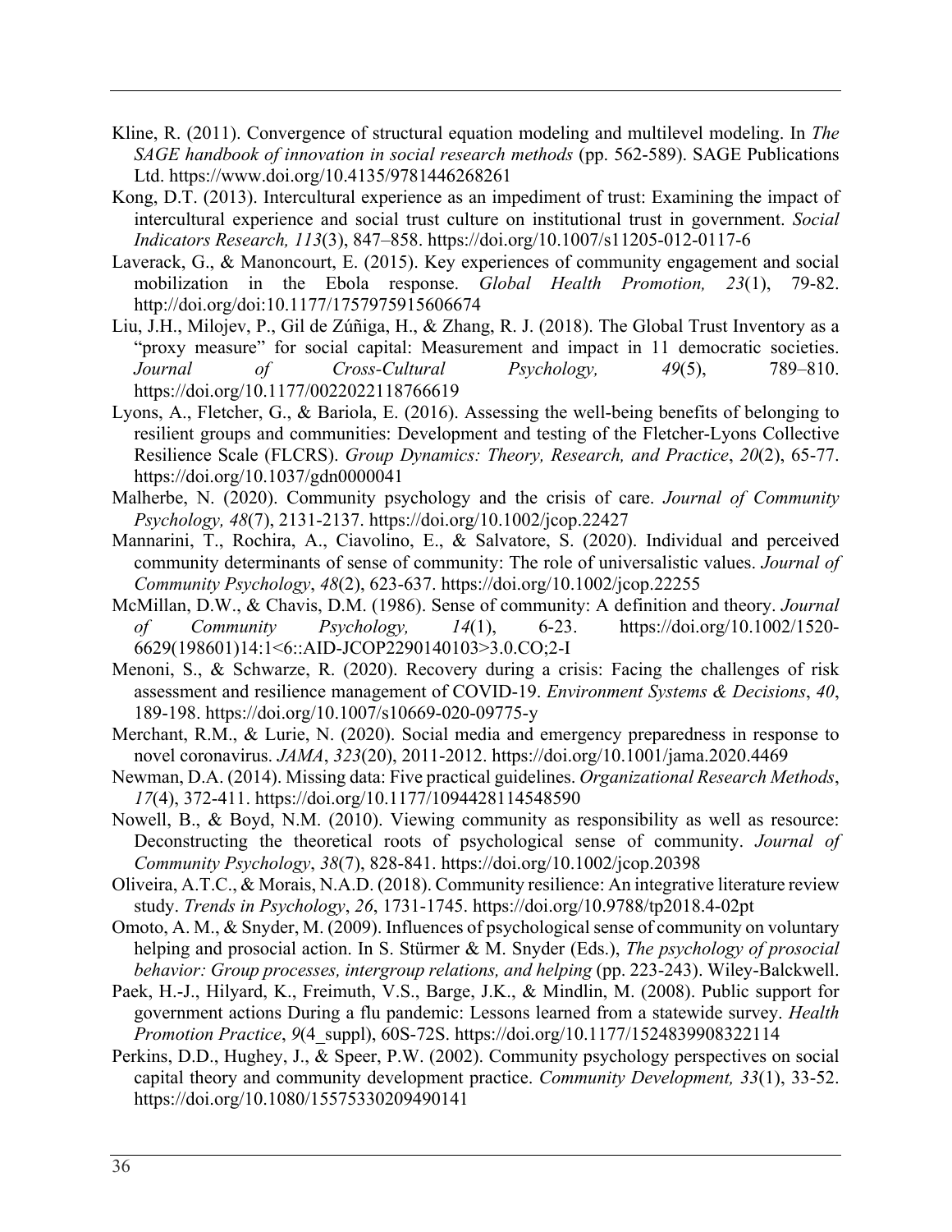Kline, R. (2011). Convergence of structural equation modeling and multilevel modeling. In *The SAGE handbook of innovation in social research methods* (pp. 562-589). SAGE Publications Ltd. https://www.doi.org/10.4135/9781446268261

Kong, D.T. (2013). Intercultural experience as an impediment of trust: Examining the impact of intercultural experience and social trust culture on institutional trust in government. *Social Indicators Research, 113*(3), 847–858. https://doi.org/10.1007/s11205-012-0117-6

Laverack, G., & Manoncourt, E. (2015). Key experiences of community engagement and social mobilization in the Ebola response. *Global Health Promotion, 23*(1), 79-82. http://doi.org/doi:10.1177/1757975915606674

Liu, J.H., Milojev, P., Gil de Zúñiga, H., & Zhang, R. J. (2018). The Global Trust Inventory as a "proxy measure" for social capital: Measurement and impact in 11 democratic societies. *Journal of Cross-Cultural Psychology, 49*(5), 789–810. https://doi.org/10.1177/0022022118766619

Lyons, A., Fletcher, G., & Bariola, E. (2016). Assessing the well-being benefits of belonging to resilient groups and communities: Development and testing of the Fletcher-Lyons Collective Resilience Scale (FLCRS). *Group Dynamics: Theory, Research, and Practice*, *20*(2), 65-77. https://doi.org/10.1037/gdn0000041

Malherbe, N. (2020). Community psychology and the crisis of care. *Journal of Community Psychology, 48*(7), 2131-2137. https://doi.org/10.1002/jcop.22427

Mannarini, T., Rochira, A., Ciavolino, E., & Salvatore, S. (2020). Individual and perceived community determinants of sense of community: The role of universalistic values. *Journal of Community Psychology*, *48*(2), 623-637. https://doi.org/10.1002/jcop.22255

McMillan, D.W., & Chavis, D.M. (1986). Sense of community: A definition and theory. *Journal of Community Psychology, 14*(1), 6-23. https://doi.org/10.1002/1520-6629(198601)14:1<6::AID-JCOP2290140103>3.0.CO;2-I

Menoni, S., & Schwarze, R. (2020). Recovery during a crisis: Facing the challenges of risk assessment and resilience management of COVID-19. *Environment Systems & Decisions*, *40*, 189-198. https://doi.org/10.1007/s10669-020-09775-y

Merchant, R.M., & Lurie, N. (2020). Social media and emergency preparedness in response to novel coronavirus. *JAMA*, *323*(20), 2011-2012. https://doi.org/10.1001/jama.2020.4469

Newman, D.A. (2014). Missing data: Five practical guidelines. *Organizational Research Methods*, *17*(4), 372-411. https://doi.org/10.1177/1094428114548590

Nowell, B., & Boyd, N.M. (2010). Viewing community as responsibility as well as resource: Deconstructing the theoretical roots of psychological sense of community. *Journal of Community Psychology*, *38*(7), 828-841. https://doi.org/10.1002/jcop.20398

Oliveira, A.T.C., & Morais, N.A.D. (2018). Community resilience: An integrative literature review study. *Trends in Psychology*, *26*, 1731-1745. https://doi.org/10.9788/tp2018.4-02pt

Omoto, A. M., & Snyder, M. (2009). Influences of psychological sense of community on voluntary helping and prosocial action. In S. Stürmer & M. Snyder (Eds.), *The psychology of prosocial behavior: Group processes, intergroup relations, and helping* (pp. 223-243). Wiley-Balckwell.

Paek, H.-J., Hilyard, K., Freimuth, V.S., Barge, J.K., & Mindlin, M. (2008). Public support for government actions During a flu pandemic: Lessons learned from a statewide survey. *Health Promotion Practice*, *9*(4_suppl), 60S-72S. https://doi.org/10.1177/1524839908322114

Perkins, D.D., Hughey, J., & Speer, P.W. (2002). Community psychology perspectives on social capital theory and community development practice. *Community Development, 33*(1), 33-52. https://doi.org/10.1080/15575330209490141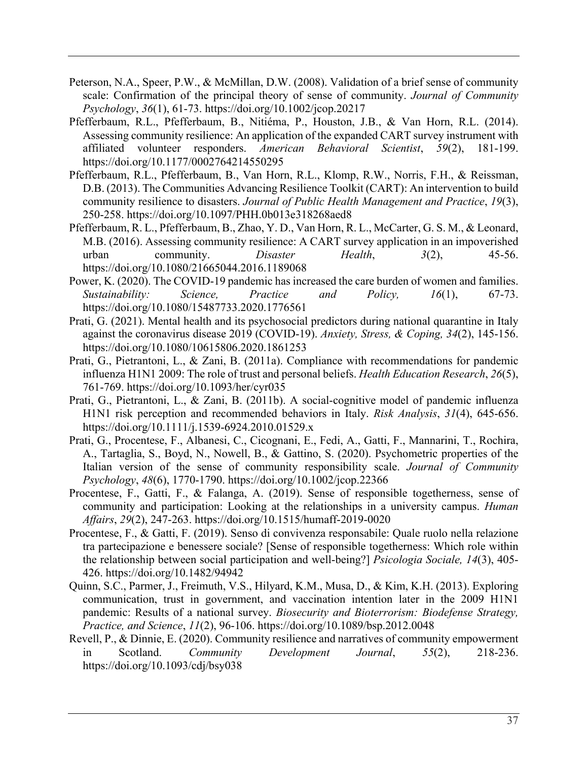Peterson, N.A., Speer, P.W., & McMillan, D.W. (2008). Validation of a brief sense of community scale: Confirmation of the principal theory of sense of community. *Journal of Community Psychology*, *36*(1), 61-73. https://doi.org/10.1002/jcop.20217

Pfefferbaum, R.L., Pfefferbaum, B., Nitiéma, P., Houston, J.B., & Van Horn, R.L. (2014). Assessing community resilience: An application of the expanded CART survey instrument with affiliated volunteer responders. *American Behavioral Scientist*, *59*(2), 181-199. https://doi.org/10.1177/0002764214550295

Pfefferbaum, R.L., Pfefferbaum, B., Van Horn, R.L., Klomp, R.W., Norris, F.H., & Reissman, D.B. (2013). The Communities Advancing Resilience Toolkit (CART): An intervention to build community resilience to disasters. *Journal of Public Health Management and Practice*, *19*(3), 250-258. https://doi.org/10.1097/PHH.0b013e318268aed8

Pfefferbaum, R. L., Pfefferbaum, B., Zhao, Y. D., Van Horn, R. L., McCarter, G. S. M., & Leonard, M.B. (2016). Assessing community resilience: A CART survey application in an impoverished urban community. *Disaster Health*, *3*(2), 45-56. https://doi.org/10.1080/21665044.2016.1189068

Power, K. (2020). The COVID-19 pandemic has increased the care burden of women and families. *Sustainability: Science, Practice and Policy, 16*(1), 67-73. https://doi.org/10.1080/15487733.2020.1776561

Prati, G. (2021). Mental health and its psychosocial predictors during national quarantine in Italy against the coronavirus disease 2019 (COVID-19). *Anxiety, Stress, & Coping, 34*(2), 145-156. https://doi.org/10.1080/10615806.2020.1861253

Prati, G., Pietrantoni, L., & Zani, B. (2011a). Compliance with recommendations for pandemic influenza H1N1 2009: The role of trust and personal beliefs. *Health Education Research*, *26*(5), 761-769. https://doi.org/10.1093/her/cyr035

Prati, G., Pietrantoni, L., & Zani, B. (2011b). A social-cognitive model of pandemic influenza H1N1 risk perception and recommended behaviors in Italy. *Risk Analysis*, *31*(4), 645-656. https://doi.org/10.1111/j.1539-6924.2010.01529.x

Prati, G., Procentese, F., Albanesi, C., Cicognani, E., Fedi, A., Gatti, F., Mannarini, T., Rochira, A., Tartaglia, S., Boyd, N., Nowell, B., & Gattino, S. (2020). Psychometric properties of the Italian version of the sense of community responsibility scale. *Journal of Community Psychology*, *48*(6), 1770-1790. https://doi.org/10.1002/jcop.22366

Procentese, F., Gatti, F., & Falanga, A. (2019). Sense of responsible togetherness, sense of community and participation: Looking at the relationships in a university campus. *Human Affairs*, *29*(2), 247-263. https://doi.org/10.1515/humaff-2019-0020

Procentese, F., & Gatti, F. (2019). Senso di convivenza responsabile: Quale ruolo nella relazione tra partecipazione e benessere sociale? [Sense of responsible togetherness: Which role within the relationship between social participation and well-being?] *Psicologia Sociale, 14*(3), 405-426. https://doi.org/10.1482/94942

Quinn, S.C., Parmer, J., Freimuth, V.S., Hilyard, K.M., Musa, D., & Kim, K.H. (2013). Exploring communication, trust in government, and vaccination intention later in the 2009 H1N1 pandemic: Results of a national survey. *Biosecurity and Bioterrorism: Biodefense Strategy, Practice, and Science*, *11*(2), 96-106. https://doi.org/10.1089/bsp.2012.0048

Revell, P., & Dinnie, E. (2020). Community resilience and narratives of community empowerment in Scotland. *Community Development Journal*, *55*(2), 218-236. https://doi.org/10.1093/cdj/bsy038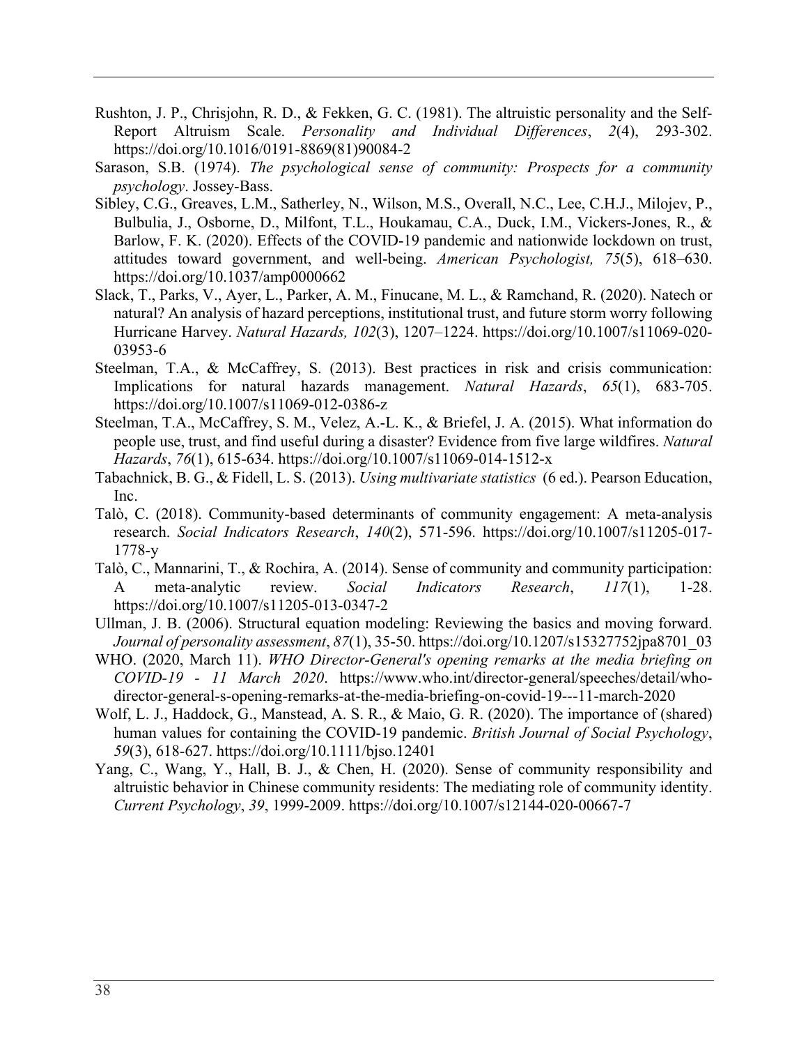Rushton, J. P., Chrisjohn, R. D., & Fekken, G. C. (1981). The altruistic personality and the Self-Report Altruism Scale. *Personality and Individual Differences*, *2*(4), 293-302. https://doi.org/10.1016/0191-8869(81)90084-2

Sarason, S.B. (1974). *The psychological sense of community: Prospects for a community psychology*. Jossey-Bass.

Sibley, C.G., Greaves, L.M., Satherley, N., Wilson, M.S., Overall, N.C., Lee, C.H.J., Milojev, P., Bulbulia, J., Osborne, D., Milfont, T.L., Houkamau, C.A., Duck, I.M., Vickers-Jones, R., & Barlow, F. K. (2020). Effects of the COVID-19 pandemic and nationwide lockdown on trust, attitudes toward government, and well-being. *American Psychologist, 75*(5), 618–630. https://doi.org/10.1037/amp0000662

Slack, T., Parks, V., Ayer, L., Parker, A. M., Finucane, M. L., & Ramchand, R. (2020). Natech or natural? An analysis of hazard perceptions, institutional trust, and future storm worry following Hurricane Harvey. *Natural Hazards, 102*(3), 1207–1224. https://doi.org/10.1007/s11069-020-03953-6

Steelman, T.A., & McCaffrey, S. (2013). Best practices in risk and crisis communication: Implications for natural hazards management. *Natural Hazards*, *65*(1), 683-705. https://doi.org/10.1007/s11069-012-0386-z

Steelman, T.A., McCaffrey, S. M., Velez, A.-L. K., & Briefel, J. A. (2015). What information do people use, trust, and find useful during a disaster? Evidence from five large wildfires. *Natural Hazards*, *76*(1), 615-634. https://doi.org/10.1007/s11069-014-1512-x

Tabachnick, B. G., & Fidell, L. S. (2013). *Using multivariate statistics* (6 ed.). Pearson Education, Inc.

Talò, C. (2018). Community-based determinants of community engagement: A meta-analysis research. *Social Indicators Research*, *140*(2), 571-596. https://doi.org/10.1007/s11205-017-1778-y

Talò, C., Mannarini, T., & Rochira, A. (2014). Sense of community and community participation: A meta-analytic review. *Social Indicators Research*, *117*(1), 1-28. https://doi.org/10.1007/s11205-013-0347-2

Ullman, J. B. (2006). Structural equation modeling: Reviewing the basics and moving forward. *Journal of personality assessment*, *87*(1), 35-50. https://doi.org/10.1207/s15327752jpa8701_03

WHO. (2020, March 11). *WHO Director-General's opening remarks at the media briefing on COVID-19 - 11 March 2020*. https://www.who.int/director-general/speeches/detail/who-director-general-s-opening-remarks-at-the-media-briefing-on-covid-19---11-march-2020

Wolf, L. J., Haddock, G., Manstead, A. S. R., & Maio, G. R. (2020). The importance of (shared) human values for containing the COVID-19 pandemic. *British Journal of Social Psychology*, *59*(3), 618-627. https://doi.org/10.1111/bjso.12401

Yang, C., Wang, Y., Hall, B. J., & Chen, H. (2020). Sense of community responsibility and altruistic behavior in Chinese community residents: The mediating role of community identity. *Current Psychology*, *39*, 1999-2009. https://doi.org/10.1007/s12144-020-00667-7